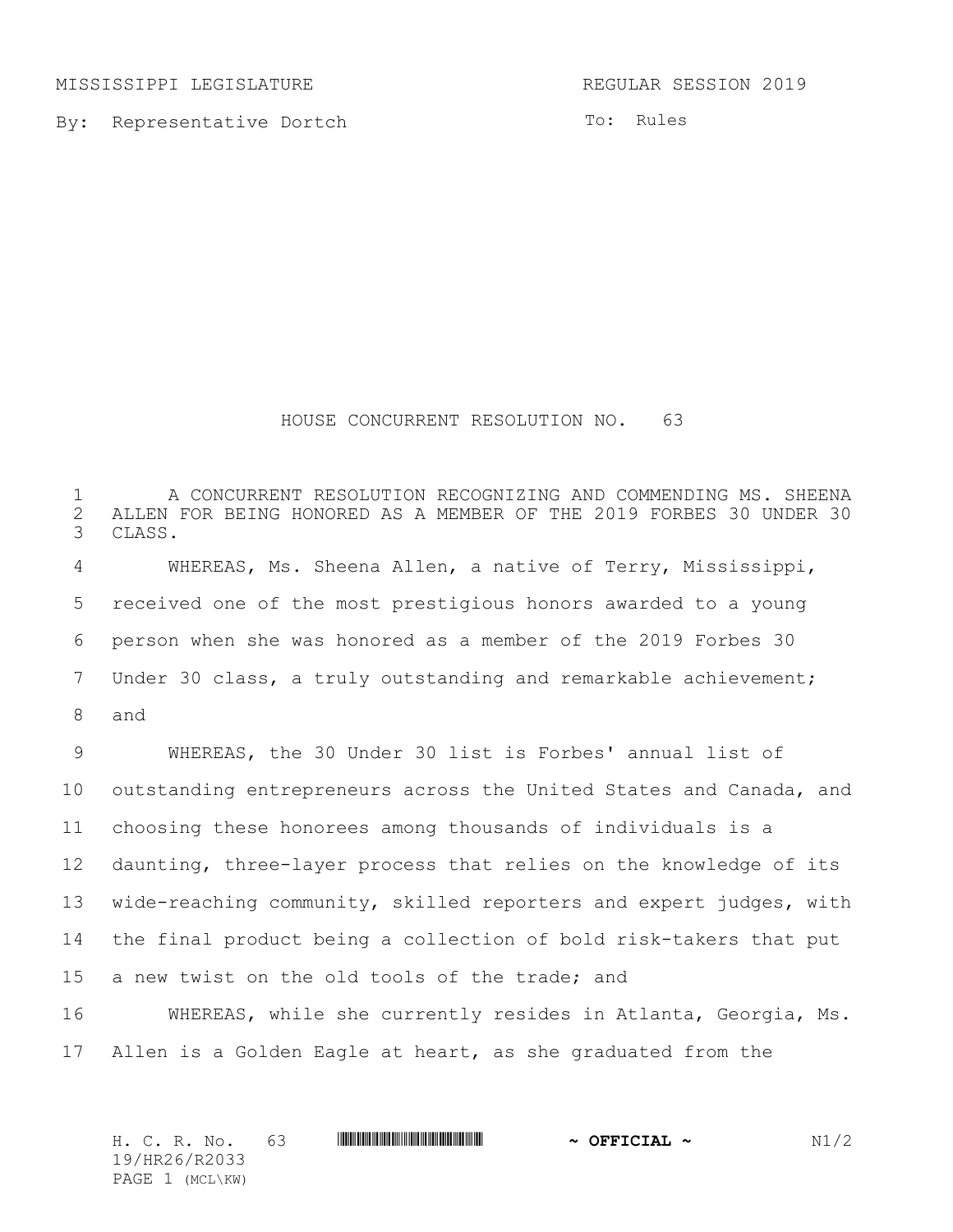MISSISSIPPI LEGISLATURE REGULAR SESSION 2019

By: Representative Dortch

To: Rules

# HOUSE CONCURRENT RESOLUTION NO. 63

A CONCURRENT RESOLUTION RECOGNIZING AND COMMENDING MS. SHEENA ALLEN FOR BEING HONORED AS A MEMBER OF THE 2019 FORBES 30 UNDER 30 CLASS.

WHEREAS, Ms. Sheena Allen, a native of Terry, Mississippi, received one of the most prestigious honors awarded to a young person when she was honored as a member of the 2019 Forbes 30 Under 30 class, a truly outstanding and remarkable achievement; and

WHEREAS, the 30 Under 30 list is Forbes' annual list of outstanding entrepreneurs across the United States and Canada, and choosing these honorees among thousands of individuals is a daunting, three-layer process that relies on the knowledge of its wide-reaching community, skilled reporters and expert judges, with the final product being a collection of bold risk-takers that put a new twist on the old tools of the trade; and

WHEREAS, while she currently resides in Atlanta, Georgia, Ms. Allen is a Golden Eagle at heart, as she graduated from the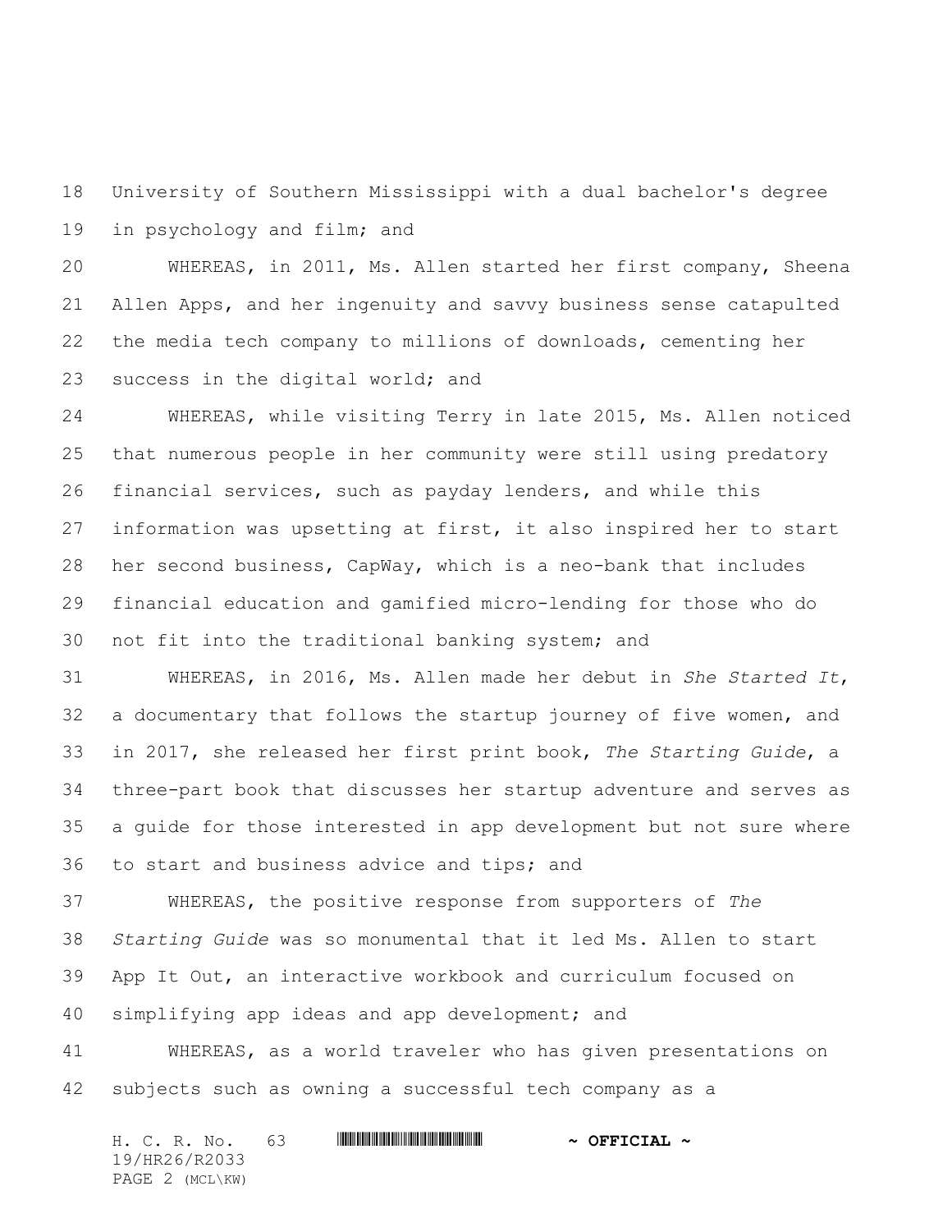University of Southern Mississippi with a dual bachelor's degree in psychology and film; and

WHEREAS, in 2011, Ms. Allen started her first company, Sheena Allen Apps, and her ingenuity and savvy business sense catapulted the media tech company to millions of downloads, cementing her success in the digital world; and

WHEREAS, while visiting Terry in late 2015, Ms. Allen noticed that numerous people in her community were still using predatory financial services, such as payday lenders, and while this information was upsetting at first, it also inspired her to start her second business, CapWay, which is a neo-bank that includes financial education and gamified micro-lending for those who do not fit into the traditional banking system; and

WHEREAS, in 2016, Ms. Allen made her debut in *She Started It*, a documentary that follows the startup journey of five women, and in 2017, she released her first print book, *The Starting Guide*, a three-part book that discusses her startup adventure and serves as a guide for those interested in app development but not sure where to start and business advice and tips; and

WHEREAS, the positive response from supporters of *The Starting Guide* was so monumental that it led Ms. Allen to start App It Out, an interactive workbook and curriculum focused on simplifying app ideas and app development; and

WHEREAS, as a world traveler who has given presentations on subjects such as owning a successful tech company as a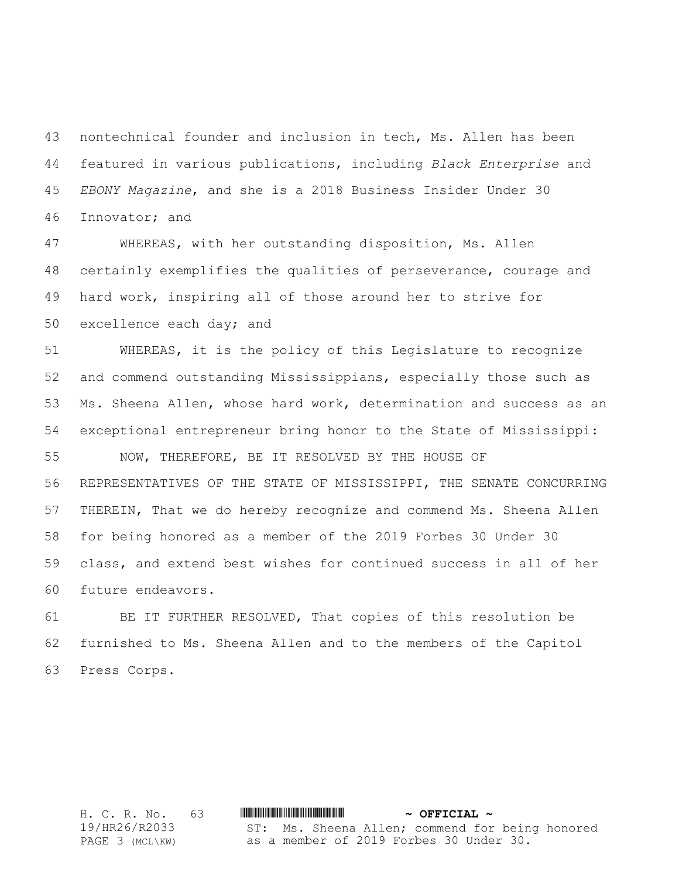nontechnical founder and inclusion in tech, Ms. Allen has been featured in various publications, including *Black Enterprise* and *EBONY Magazine*, and she is a 2018 Business Insider Under 30 Innovator; and

WHEREAS, with her outstanding disposition, Ms. Allen certainly exemplifies the qualities of perseverance, courage and hard work, inspiring all of those around her to strive for excellence each day; and

WHEREAS, it is the policy of this Legislature to recognize and commend outstanding Mississippians, especially those such as Ms. Sheena Allen, whose hard work, determination and success as an exceptional entrepreneur bring honor to the State of Mississippi:

NOW, THEREFORE, BE IT RESOLVED BY THE HOUSE OF REPRESENTATIVES OF THE STATE OF MISSISSIPPI, THE SENATE CONCURRING THEREIN, That we do hereby recognize and commend Ms. Sheena Allen for being honored as a member of the 2019 Forbes 30 Under 30 class, and extend best wishes for continued success in all of her future endeavors.

BE IT FURTHER RESOLVED, That copies of this resolution be furnished to Ms. Sheena Allen and to the members of the Capitol Press Corps.